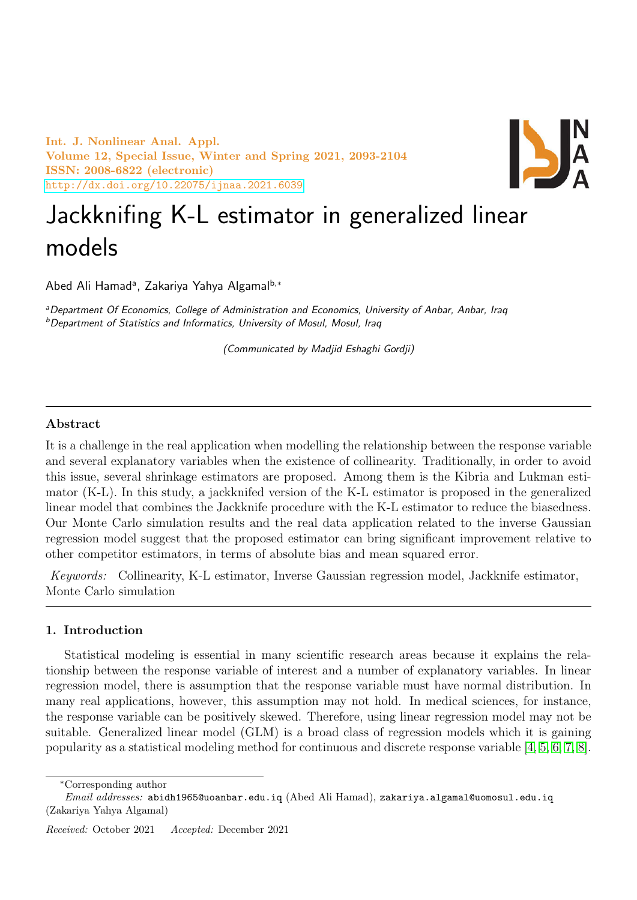# Jackknifing K-L estimator in generalized linear models

Abed Ali Hamad[a], Zakariya Yahya Algamal[b,*]

[a]Department Of Economics, College of Administration and Economics, University of Anbar, Anbar, Iraq
[b]Department of Statistics and Informatics, University of Mosul, Mosul, Iraq

(Communicated by Madjid Eshaghi Gordji)

## Abstract

It is a challenge in the real application when modelling the relationship between the response variable and several explanatory variables when the existence of collinearity. Traditionally, in order to avoid this issue, several shrinkage estimators are proposed. Among them is the Kibria and Lukman estimator (K-L). In this study, a jackknifed version of the K-L estimator is proposed in the generalized linear model that combines the Jackknife procedure with the K-L estimator to reduce the biasedness. Our Monte Carlo simulation results and the real data application related to the inverse Gaussian regression model suggest that the proposed estimator can bring significant improvement relative to other competitor estimators, in terms of absolute bias and mean squared error.

*Keywords:* Collinearity, K-L estimator, Inverse Gaussian regression model, Jackknife estimator, Monte Carlo simulation

## 1. Introduction

Statistical modeling is essential in many scientific research areas because it explains the relationship between the response variable of interest and a number of explanatory variables. In linear regression model, there is assumption that the response variable must have normal distribution. In many real applications, however, this assumption may not hold. In medical sciences, for instance, the response variable can be positively skewed. Therefore, using linear regression model may not be suitable. Generalized linear model (GLM) is a broad class of regression models which it is gaining popularity as a statistical modeling method for continuous and discrete response variable [4, 5, 6, 7, 8].

*Corresponding author

*Email addresses:* abidh1965@uoanbar.edu.iq (Abed Ali Hamad), zakariya.algamal@uomosul.edu.iq (Zakariya Yahya Algamal)

*Received:* October 2021 *Accepted:* December 2021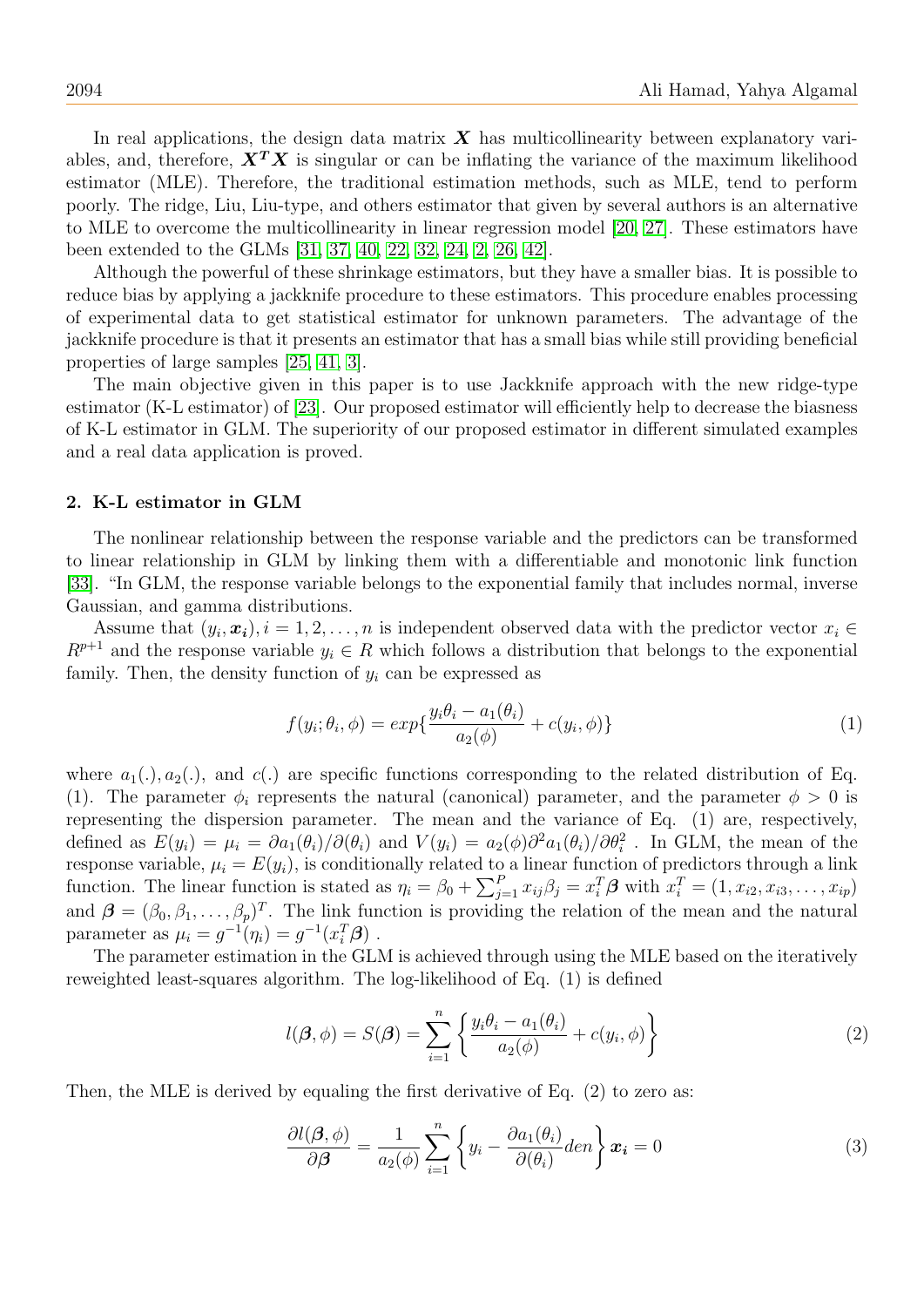In real applications, the design data matrix $\boldsymbol{X}$ has multicollinearity between explanatory variables, and, therefore, $\boldsymbol{X^T X}$ is singular or can be inflating the variance of the maximum likelihood estimator (MLE). Therefore, the traditional estimation methods, such as MLE, tend to perform poorly. The ridge, Liu, Liu-type, and others estimator that given by several authors is an alternative to MLE to overcome the multicollinearity in linear regression model [20, 27]. These estimators have been extended to the GLMs [31, 37, 40, 22, 32, 24, 2, 26, 42].

Although the powerful of these shrinkage estimators, but they have a smaller bias. It is possible to reduce bias by applying a jackknife procedure to these estimators. This procedure enables processing of experimental data to get statistical estimator for unknown parameters. The advantage of the jackknife procedure is that it presents an estimator that has a small bias while still providing beneficial properties of large samples [25, 41, 3].

The main objective given in this paper is to use Jackknife approach with the new ridge-type estimator (K-L estimator) of [23]. Our proposed estimator will efficiently help to decrease the biasness of K-L estimator in GLM. The superiority of our proposed estimator in different simulated examples and a real data application is proved.

## 2. K-L estimator in GLM

The nonlinear relationship between the response variable and the predictors can be transformed to linear relationship in GLM by linking them with a differentiable and monotonic link function [33]. "In GLM, the response variable belongs to the exponential family that includes normal, inverse Gaussian, and gamma distributions.

Assume that $(y_i, \boldsymbol{x_i}), i = 1, 2, \ldots, n$ is independent observed data with the predictor vector $x_i \in R^{p+1}$ and the response variable $y_i \in R$ which follows a distribution that belongs to the exponential family. Then, the density function of $y_i$ can be expressed as

$$f(y_i; \theta_i, \phi) = exp\{\frac{y_i\theta_i - a_1(\theta_i)}{a_2(\phi)} + c(y_i, \phi)\} \tag{1}$$

where $a_1(.), a_2(.)$, and $c(.)$ are specific functions corresponding to the related distribution of Eq. (1). The parameter $\phi_i$ represents the natural (canonical) parameter, and the parameter $\phi > 0$ is representing the dispersion parameter. The mean and the variance of Eq. (1) are, respectively, defined as $E(y_i) = \mu_i = \partial a_1(\theta_i)/\partial(\theta_i)$ and $V(y_i) = a_2(\phi)\partial^2 a_1(\theta_i)/\partial\theta_i^2$ . In GLM, the mean of the response variable, $\mu_i = E(y_i)$, is conditionally related to a linear function of predictors through a link function. The linear function is stated as $\eta_i = \beta_0 + \sum_{j=1}^{P} x_{ij}\beta_j = x_i^T\boldsymbol{\beta}$ with $x_i^T = (1, x_{i2}, x_{i3}, \ldots, x_{ip})$ and $\boldsymbol{\beta} = (\beta_0, \beta_1, \ldots, \beta_p)^T$. The link function is providing the relation of the mean and the natural parameter as $\mu_i = g^{-1}(\eta_i) = g^{-1}(x_i^T\boldsymbol{\beta})$ .

The parameter estimation in the GLM is achieved through using the MLE based on the iteratively reweighted least-squares algorithm. The log-likelihood of Eq. (1) is defined

$$l(\boldsymbol{\beta}, \phi) = S(\boldsymbol{\beta}) = \sum_{i=1}^{n} \left\{ \frac{y_i\theta_i - a_1(\theta_i)}{a_2(\phi)} + c(y_i, \phi) \right\} \tag{2}$$

Then, the MLE is derived by equaling the first derivative of Eq. (2) to zero as:

$$\frac{\partial l(\boldsymbol{\beta}, \phi)}{\partial \boldsymbol{\beta}} = \frac{1}{a_2(\phi)} \sum_{i=1}^{n} \left\{ y_i - \frac{\partial a_1(\theta_i)}{\partial(\theta_i)} den \right\} \boldsymbol{x_i} = 0 \tag{3}$$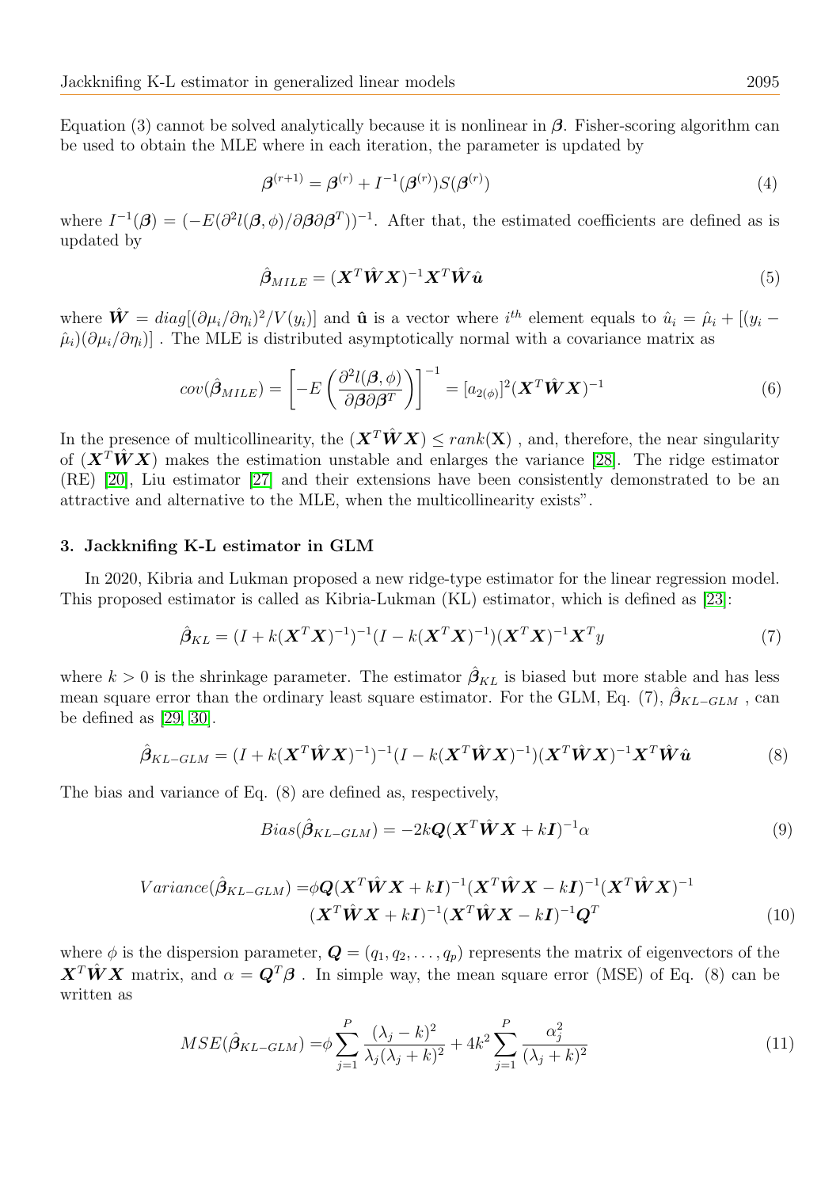Equation (3) cannot be solved analytically because it is nonlinear in $\boldsymbol{\beta}$. Fisher-scoring algorithm can be used to obtain the MLE where in each iteration, the parameter is updated by

$$\boldsymbol{\beta}^{(r+1)} = \boldsymbol{\beta}^{(r)} + I^{-1}(\boldsymbol{\beta}^{(r)})S(\boldsymbol{\beta}^{(r)}) \tag{4}$$

where $I^{-1}(\boldsymbol{\beta}) = (-E(\partial^2 l(\boldsymbol{\beta}, \phi)/\partial\boldsymbol{\beta}\partial\boldsymbol{\beta}^T))^{-1}$. After that, the estimated coefficients are defined as is updated by

$$\hat{\boldsymbol{\beta}}_{MILE} = (\boldsymbol{X}^T\hat{\boldsymbol{W}}\boldsymbol{X})^{-1}\boldsymbol{X}^T\hat{\boldsymbol{W}}\hat{\mathbf{u}} \tag{5}$$

where $\hat{\boldsymbol{W}} = diag[(\partial\mu_i/\partial\eta_i)^2/V(y_i)]$ and $\hat{\mathbf{u}}$ is a vector where $i^{th}$ element equals to $\hat{u}_i = \hat{\mu}_i + [(y_i - \hat{\mu}_i)(\partial\mu_i/\partial\eta_i)]$ . The MLE is distributed asymptotically normal with a covariance matrix as

$$cov(\hat{\boldsymbol{\beta}}_{MILE}) = \left[-E\left(\frac{\partial^2 l(\boldsymbol{\beta}, \phi)}{\partial\boldsymbol{\beta}\partial\boldsymbol{\beta}^T}\right)\right]^{-1} = [a_{2(\phi)}]^2(\boldsymbol{X}^T\hat{\boldsymbol{W}}\boldsymbol{X})^{-1} \tag{6}$$

In the presence of multicollinearity, the $(\boldsymbol{X}^T\hat{\boldsymbol{W}}\boldsymbol{X}) \leq rank(\mathbf{X})$ , and, therefore, the near singularity of $(\boldsymbol{X}^T\hat{\boldsymbol{W}}\boldsymbol{X})$ makes the estimation unstable and enlarges the variance [28]. The ridge estimator (RE) [20], Liu estimator [27] and their extensions have been consistently demonstrated to be an attractive and alternative to the MLE, when the multicollinearity exists".

### 3. Jackknifing K-L estimator in GLM

In 2020, Kibria and Lukman proposed a new ridge-type estimator for the linear regression model. This proposed estimator is called as Kibria-Lukman (KL) estimator, which is defined as [23]:

$$\hat{\boldsymbol{\beta}}_{KL} = (I + k(\boldsymbol{X}^T\boldsymbol{X})^{-1})^{-1}(I - k(\boldsymbol{X}^T\boldsymbol{X})^{-1})(\boldsymbol{X}^T\boldsymbol{X})^{-1}\boldsymbol{X}^T y \tag{7}$$

where $k > 0$ is the shrinkage parameter. The estimator $\hat{\boldsymbol{\beta}}_{KL}$ is biased but more stable and has less mean square error than the ordinary least square estimator. For the GLM, Eq. (7), $\hat{\boldsymbol{\beta}}_{KL-GLM}$ , can be defined as [29, 30].

$$\hat{\boldsymbol{\beta}}_{KL-GLM} = (I + k(\boldsymbol{X}^T\hat{\boldsymbol{W}}\boldsymbol{X})^{-1})^{-1}(I - k(\boldsymbol{X}^T\hat{\boldsymbol{W}}\boldsymbol{X})^{-1})(\boldsymbol{X}^T\hat{\boldsymbol{W}}\boldsymbol{X})^{-1}\boldsymbol{X}^T\hat{\boldsymbol{W}}\hat{\boldsymbol{u}} \tag{8}$$

The bias and variance of Eq. (8) are defined as, respectively,

$$Bias(\hat{\boldsymbol{\beta}}_{KL-GLM}) = -2k\boldsymbol{Q}(\boldsymbol{X}^T\hat{\boldsymbol{W}}\boldsymbol{X} + k\boldsymbol{I})^{-1}\alpha \tag{9}$$

$$\begin{aligned} Variance(\hat{\boldsymbol{\beta}}_{KL-GLM}) =& \phi\boldsymbol{Q}(\boldsymbol{X}^T\hat{\boldsymbol{W}}\boldsymbol{X} + k\boldsymbol{I})^{-1}(\boldsymbol{X}^T\hat{\boldsymbol{W}}\boldsymbol{X} - k\boldsymbol{I})^{-1}(\boldsymbol{X}^T\hat{\boldsymbol{W}}\boldsymbol{X})^{-1} \\ & (\boldsymbol{X}^T\hat{\boldsymbol{W}}\boldsymbol{X} + k\boldsymbol{I})^{-1}(\boldsymbol{X}^T\hat{\boldsymbol{W}}\boldsymbol{X} - k\boldsymbol{I})^{-1}\boldsymbol{Q}^T \end{aligned} \tag{10}$$

where $\phi$ is the dispersion parameter, $\boldsymbol{Q} = (q_1, q_2, \ldots, q_p)$ represents the matrix of eigenvectors of the $\boldsymbol{X}^T\hat{\boldsymbol{W}}\boldsymbol{X}$ matrix, and $\alpha = \boldsymbol{Q}^T\boldsymbol{\beta}$ . In simple way, the mean square error (MSE) of Eq. (8) can be written as

$$MSE(\hat{\boldsymbol{\beta}}_{KL-GLM}) = \phi\sum_{j=1}^{P}\frac{(\lambda_j - k)^2}{\lambda_j(\lambda_j + k)^2} + 4k^2\sum_{j=1}^{P}\frac{\alpha_j^2}{(\lambda_j + k)^2} \tag{11}$$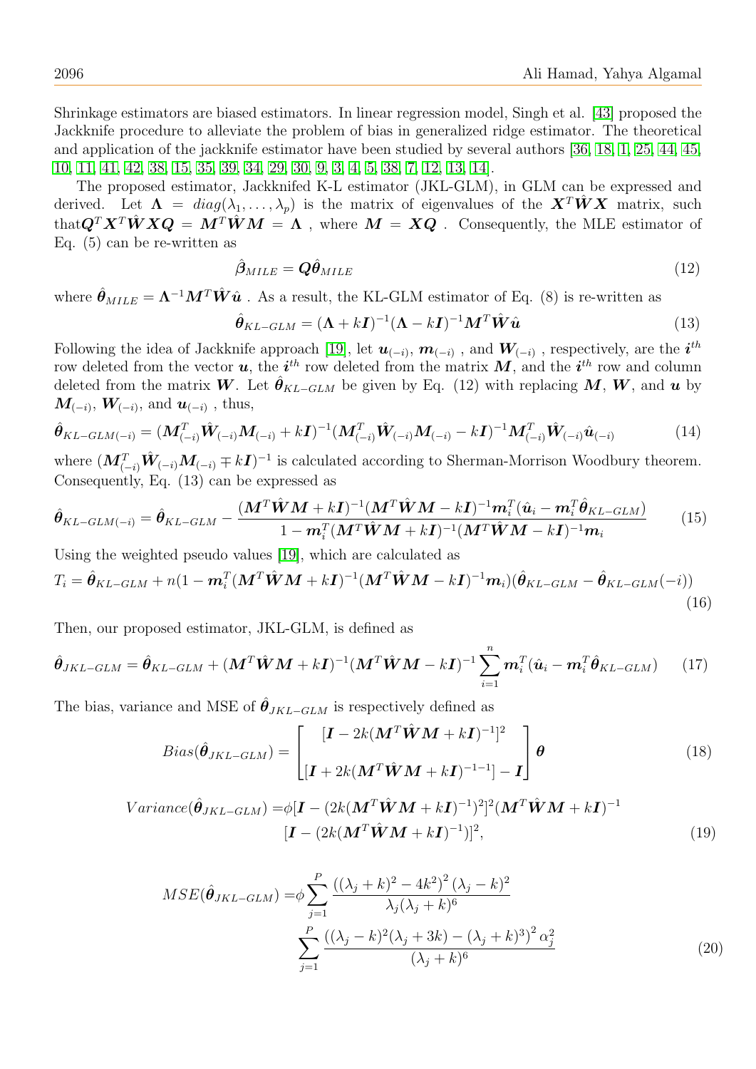Shrinkage estimators are biased estimators. In linear regression model, Singh et al. [43] proposed the Jackknife procedure to alleviate the problem of bias in generalized ridge estimator. The theoretical and application of the jackknife estimator have been studied by several authors [36, 18, 1, 25, 44, 45, 10, 11, 41, 42, 38, 15, 35, 39, 34, 29, 30, 9, 3, 4, 5, 38, 7, 12, 13, 14].

The proposed estimator, Jackknifed K-L estimator (JKL-GLM), in GLM can be expressed and derived. Let $\boldsymbol{\Lambda} = diag(\lambda_1, \ldots, \lambda_p)$ is the matrix of eigenvalues of the $\boldsymbol{X}^T\hat{\boldsymbol{W}}\boldsymbol{X}$ matrix, such that$\boldsymbol{Q}^T\boldsymbol{X}^T\hat{\boldsymbol{W}}\boldsymbol{X}\boldsymbol{Q} = \boldsymbol{M}^T\hat{\boldsymbol{W}}\boldsymbol{M} = \boldsymbol{\Lambda}$ , where $\boldsymbol{M} = \boldsymbol{X}\boldsymbol{Q}$ . Consequently, the MLE estimator of Eq. (5) can be re-written as

$$\hat{\boldsymbol{\beta}}_{MILE} = \boldsymbol{Q}\hat{\boldsymbol{\theta}}_{MILE} \tag{12}$$

where $\hat{\boldsymbol{\theta}}_{MILE} = \boldsymbol{\Lambda}^{-1}\boldsymbol{M}^T\hat{\boldsymbol{W}}\hat{\boldsymbol{u}}$ . As a result, the KL-GLM estimator of Eq. (8) is re-written as

$$\hat{\boldsymbol{\theta}}_{KL-GLM} = (\boldsymbol{\Lambda} + k\boldsymbol{I})^{-1}(\boldsymbol{\Lambda} - k\boldsymbol{I})^{-1}\boldsymbol{M}^T\hat{\boldsymbol{W}}\hat{\boldsymbol{u}} \tag{13}$$

Following the idea of Jackknife approach [19], let $\boldsymbol{u}_{(-i)}$, $\boldsymbol{m}_{(-i)}$ , and $\boldsymbol{W}_{(-i)}$ , respectively, are the $\boldsymbol{i}^{th}$ row deleted from the vector $\boldsymbol{u}$, the $\boldsymbol{i}^{th}$ row deleted from the matrix $\boldsymbol{M}$, and the $\boldsymbol{i}^{th}$ row and column deleted from the matrix $\boldsymbol{W}$. Let $\hat{\boldsymbol{\theta}}_{KL-GLM}$ be given by Eq. (12) with replacing $\boldsymbol{M}$, $\boldsymbol{W}$, and $\boldsymbol{u}$ by $\boldsymbol{M}_{(-i)}$, $\boldsymbol{W}_{(-i)}$, and $\boldsymbol{u}_{(-i)}$ , thus,

$$\hat{\boldsymbol{\theta}}_{KL-GLM(-i)} = (\boldsymbol{M}_{(-i)}^T\hat{\boldsymbol{W}}_{(-i)}\boldsymbol{M}_{(-i)} + k\boldsymbol{I})^{-1}(\boldsymbol{M}_{(-i)}^T\hat{\boldsymbol{W}}_{(-i)}\boldsymbol{M}_{(-i)} - k\boldsymbol{I})^{-1}\boldsymbol{M}_{(-i)}^T\hat{\boldsymbol{W}}_{(-i)}\hat{\boldsymbol{u}}_{(-i)} \tag{14}$$

where $(\boldsymbol{M}_{(-i)}^T\hat{\boldsymbol{W}}_{(-i)}\boldsymbol{M}_{(-i)} \mp k\boldsymbol{I})^{-1}$ is calculated according to Sherman-Morrison Woodbury theorem. Consequently, Eq. (13) can be expressed as

$$\hat{\boldsymbol{\theta}}_{KL-GLM(-i)} = \hat{\boldsymbol{\theta}}_{KL-GLM} - \frac{(\boldsymbol{M}^T\hat{\boldsymbol{W}}\boldsymbol{M} + k\boldsymbol{I})^{-1}(\boldsymbol{M}^T\hat{\boldsymbol{W}}\boldsymbol{M} - k\boldsymbol{I})^{-1}\boldsymbol{m}_i^T(\hat{\boldsymbol{u}}_i - \boldsymbol{m}_i^T\hat{\boldsymbol{\theta}}_{KL-GLM})}{1 - \boldsymbol{m}_i^T(\boldsymbol{M}^T\hat{\boldsymbol{W}}\boldsymbol{M} + k\boldsymbol{I})^{-1}(\boldsymbol{M}^T\hat{\boldsymbol{W}}\boldsymbol{M} - k\boldsymbol{I})^{-1}\boldsymbol{m}_i} \tag{15}$$

Using the weighted pseudo values [19], which are calculated as

$$T_i = \hat{\boldsymbol{\theta}}_{KL-GLM} + n(1 - \boldsymbol{m}_i^T(\boldsymbol{M}^T\hat{\boldsymbol{W}}\boldsymbol{M} + k\boldsymbol{I})^{-1}(\boldsymbol{M}^T\hat{\boldsymbol{W}}\boldsymbol{M} - k\boldsymbol{I})^{-1}\boldsymbol{m}_i)(\hat{\boldsymbol{\theta}}_{KL-GLM} - \hat{\boldsymbol{\theta}}_{KL-GLM}(-i)) \tag{16}$$

Then, our proposed estimator, JKL-GLM, is defined as

$$\hat{\boldsymbol{\theta}}_{JKL-GLM} = \hat{\boldsymbol{\theta}}_{KL-GLM} + (\boldsymbol{M}^T\hat{\boldsymbol{W}}\boldsymbol{M} + k\boldsymbol{I})^{-1}(\boldsymbol{M}^T\hat{\boldsymbol{W}}\boldsymbol{M} - k\boldsymbol{I})^{-1}\sum_{i=1}^{n}\boldsymbol{m}_i^T(\hat{\boldsymbol{u}}_i - \boldsymbol{m}_i^T\hat{\boldsymbol{\theta}}_{KL-GLM}) \tag{17}$$

The bias, variance and MSE of $\hat{\boldsymbol{\theta}}_{JKL-GLM}$ is respectively defined as

$$Bias(\hat{\boldsymbol{\theta}}_{JKL-GLM}) = \begin{bmatrix} [\boldsymbol{I} - 2k(\boldsymbol{M}^T\hat{\boldsymbol{W}}\boldsymbol{M} + k\boldsymbol{I})^{-1}]^2 \\ \\ [\boldsymbol{I} + 2k(\boldsymbol{M}^T\hat{\boldsymbol{W}}\boldsymbol{M} + k\boldsymbol{I})^{-1^{-1}}] - \boldsymbol{I} \end{bmatrix}\boldsymbol{\theta} \tag{18}$$

$$\begin{aligned} Variance(\hat{\boldsymbol{\theta}}_{JKL-GLM}) =& \phi[\boldsymbol{I} - (2k(\boldsymbol{M}^T\hat{\boldsymbol{W}}\boldsymbol{M} + k\boldsymbol{I})^{-1})^2]^2(\boldsymbol{M}^T\hat{\boldsymbol{W}}\boldsymbol{M} + k\boldsymbol{I})^{-1} \\ & [\boldsymbol{I} - (2k(\boldsymbol{M}^T\hat{\boldsymbol{W}}\boldsymbol{M} + k\boldsymbol{I})^{-1})]^2, \end{aligned} \tag{19}$$

$$\begin{aligned} MSE(\hat{\boldsymbol{\theta}}_{JKL-GLM}) =& \phi\sum_{j=1}^{P}\frac{\left((\lambda_j + k)^2 - 4k^2\right)^2(\lambda_j - k)^2}{\lambda_j(\lambda_j + k)^6} \\ & \sum_{j=1}^{P}\frac{\left((\lambda_j - k)^2(\lambda_j + 3k) - (\lambda_j + k)^3\right)^2\alpha_j^2}{(\lambda_j + k)^6} \end{aligned} \tag{20}$$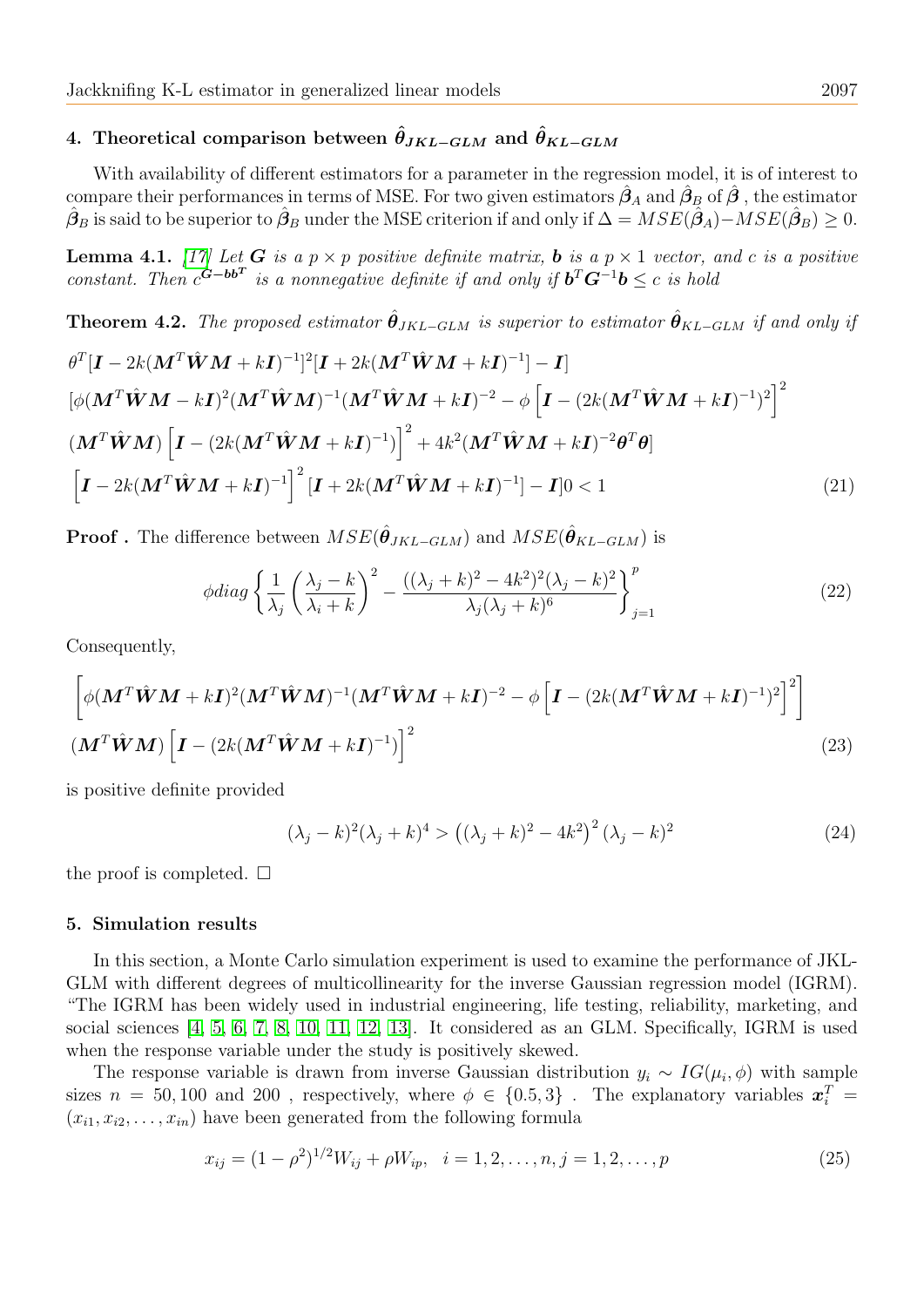## 4. Theoretical comparison between $\hat{\theta}_{JKL-GLM}$ and $\hat{\theta}_{KL-GLM}$

With availability of different estimators for a parameter in the regression model, it is of interest to compare their performances in terms of MSE. For two given estimators $\hat{\boldsymbol{\beta}}_A$ and $\hat{\boldsymbol{\beta}}_B$ of $\hat{\boldsymbol{\beta}}$ , the estimator $\hat{\boldsymbol{\beta}}_B$ is said to be superior to $\hat{\boldsymbol{\beta}}_B$ under the MSE criterion if and only if $\Delta = MSE(\hat{\boldsymbol{\beta}}_A) - MSE(\hat{\boldsymbol{\beta}}_B) \geq 0$.

**Lemma 4.1.** *[17] Let $\boldsymbol{G}$ is a $p \times p$ positive definite matrix, $\boldsymbol{b}$ is a $p \times 1$ vector, and $c$ is a positive constant. Then $c^{\boldsymbol{G}-\boldsymbol{b}\boldsymbol{b}^T}$ is a nonnegative definite if and only if $\boldsymbol{b}^T\boldsymbol{G}^{-1}\boldsymbol{b} \leq c$ is hold*

**Theorem 4.2.** *The proposed estimator $\hat{\boldsymbol{\theta}}_{JKL-GLM}$ is superior to estimator $\hat{\boldsymbol{\theta}}_{KL-GLM}$ if and only if*

$$
\begin{aligned}
&\theta^T[\boldsymbol{I} - 2k(\boldsymbol{M}^T\hat{\boldsymbol{W}}\boldsymbol{M} + k\boldsymbol{I})^{-1}]^2[\boldsymbol{I} + 2k(\boldsymbol{M}^T\hat{\boldsymbol{W}}\boldsymbol{M} + k\boldsymbol{I})^{-1}] - \boldsymbol{I}] \\
&[\phi(\boldsymbol{M}^T\hat{\boldsymbol{W}}\boldsymbol{M} - k\boldsymbol{I})^2(\boldsymbol{M}^T\hat{\boldsymbol{W}}\boldsymbol{M})^{-1}(\boldsymbol{M}^T\hat{\boldsymbol{W}}\boldsymbol{M} + k\boldsymbol{I})^{-2} - \phi\left[\boldsymbol{I} - (2k(\boldsymbol{M}^T\hat{\boldsymbol{W}}\boldsymbol{M} + k\boldsymbol{I})^{-1})^2\right]^2 \\
&(\boldsymbol{M}^T\hat{\boldsymbol{W}}\boldsymbol{M})\left[\boldsymbol{I} - (2k(\boldsymbol{M}^T\hat{\boldsymbol{W}}\boldsymbol{M} + k\boldsymbol{I})^{-1})\right]^2 + 4k^2(\boldsymbol{M}^T\hat{\boldsymbol{W}}\boldsymbol{M} + k\boldsymbol{I})^{-2}\boldsymbol{\theta}^T\boldsymbol{\theta}] \\
&\left[\boldsymbol{I} - 2k(\boldsymbol{M}^T\hat{\boldsymbol{W}}\boldsymbol{M} + k\boldsymbol{I})^{-1}\right]^2[\boldsymbol{I} + 2k(\boldsymbol{M}^T\hat{\boldsymbol{W}}\boldsymbol{M} + k\boldsymbol{I})^{-1}] - \boldsymbol{I}]0 < 1
\end{aligned}
\tag{21}
$$

**Proof .** The difference between $MSE(\hat{\boldsymbol{\theta}}_{JKL-GLM})$ and $MSE(\hat{\boldsymbol{\theta}}_{KL-GLM})$ is

$$
\phi diag\left\{\frac{1}{\lambda_j}\left(\frac{\lambda_j - k}{\lambda_i + k}\right)^2 - \frac{((\lambda_j + k)^2 - 4k^2)^2(\lambda_j - k)^2}{\lambda_j(\lambda_j + k)^6}\right\}_{j=1}^{p}
\tag{22}
$$

Consequently,

$$
\begin{aligned}
&\left[\phi(\boldsymbol{M}^T\hat{\boldsymbol{W}}\boldsymbol{M} + k\boldsymbol{I})^2(\boldsymbol{M}^T\hat{\boldsymbol{W}}\boldsymbol{M})^{-1}(\boldsymbol{M}^T\hat{\boldsymbol{W}}\boldsymbol{M} + k\boldsymbol{I})^{-2} - \phi\left[\boldsymbol{I} - (2k(\boldsymbol{M}^T\hat{\boldsymbol{W}}\boldsymbol{M} + k\boldsymbol{I})^{-1})^2\right]^2\right] \\
&(\boldsymbol{M}^T\hat{\boldsymbol{W}}\boldsymbol{M})\left[\boldsymbol{I} - (2k(\boldsymbol{M}^T\hat{\boldsymbol{W}}\boldsymbol{M} + k\boldsymbol{I})^{-1})\right]^2
\end{aligned}
\tag{23}
$$

is positive definite provided

$$
(\lambda_j - k)^2(\lambda_j + k)^4 > \left((\lambda_j + k)^2 - 4k^2\right)^2(\lambda_j - k)^2
\tag{24}
$$

the proof is completed. □

## 5. Simulation results

In this section, a Monte Carlo simulation experiment is used to examine the performance of JKL-GLM with different degrees of multicollinearity for the inverse Gaussian regression model (IGRM). "The IGRM has been widely used in industrial engineering, life testing, reliability, marketing, and social sciences [4, 5, 6, 7, 8, 10, 11, 12, 13]. It considered as an GLM. Specifically, IGRM is used when the response variable under the study is positively skewed.

The response variable is drawn from inverse Gaussian distribution $y_i \sim IG(\mu_i, \phi)$ with sample sizes $n = 50, 100$ and $200$ , respectively, where $\phi \in \{0.5, 3\}$ . The explanatory variables $\boldsymbol{x}_i^T = (x_{i1}, x_{i2}, \ldots, x_{in})$ have been generated from the following formula

$$
x_{ij} = (1 - \rho^2)^{1/2}W_{ij} + \rho W_{ip}, \quad i = 1, 2, \ldots, n, j = 1, 2, \ldots, p
\tag{25}
$$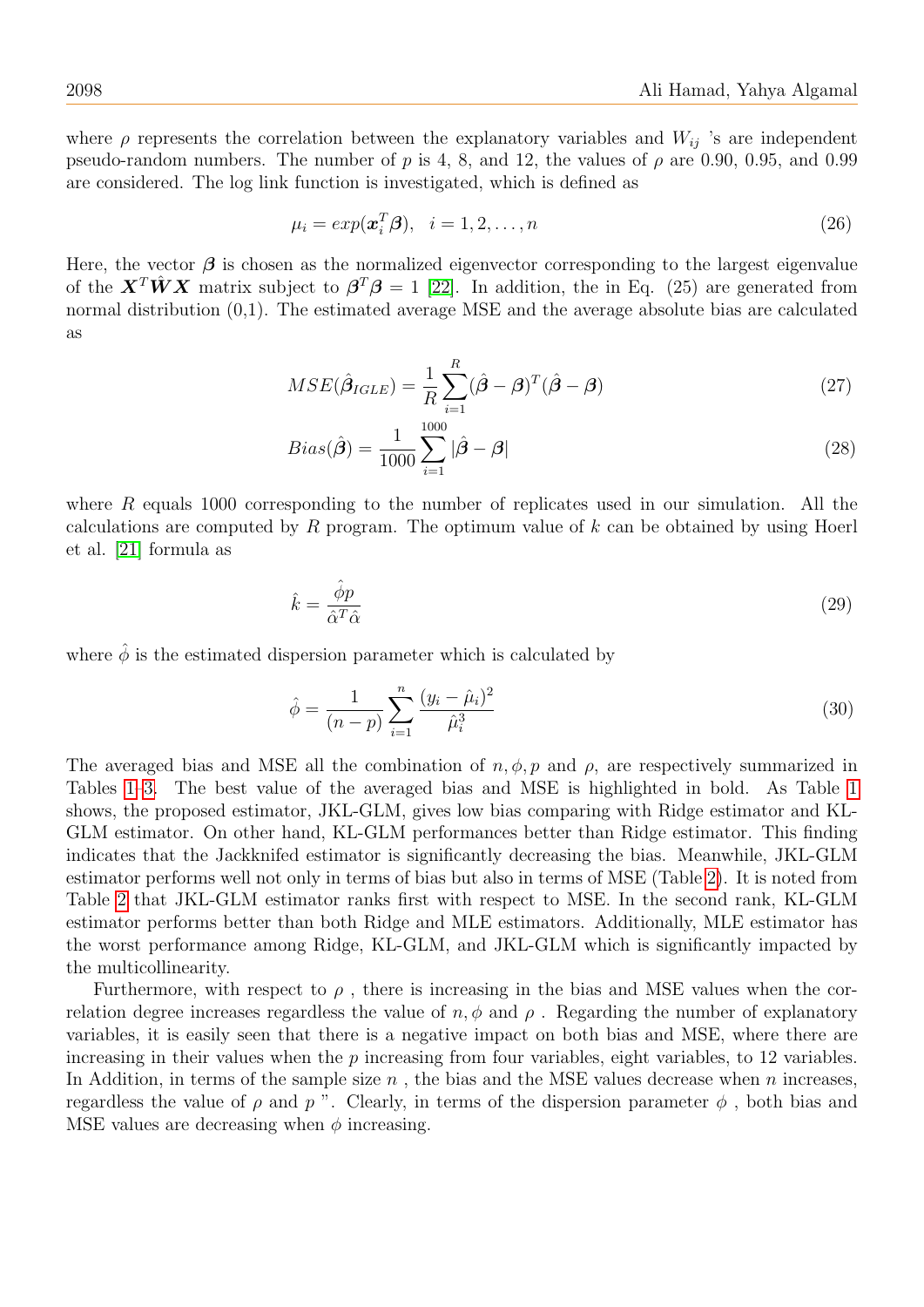where $\rho$ represents the correlation between the explanatory variables and $W_{ij}$ 's are independent pseudo-random numbers. The number of $p$ is 4, 8, and 12, the values of $\rho$ are 0.90, 0.95, and 0.99 are considered. The log link function is investigated, which is defined as

$$\mu_i = exp(\boldsymbol{x}_i^T \boldsymbol{\beta}), \quad i = 1, 2, \ldots, n \tag{26}$$

Here, the vector $\boldsymbol{\beta}$ is chosen as the normalized eigenvector corresponding to the largest eigenvalue of the $\boldsymbol{X}^T \hat{\boldsymbol{W}} \boldsymbol{X}$ matrix subject to $\boldsymbol{\beta}^T \boldsymbol{\beta} = 1$ [22]. In addition, the in Eq. (25) are generated from normal distribution (0,1). The estimated average MSE and the average absolute bias are calculated as

$$MSE(\hat{\boldsymbol{\beta}}_{IGLE}) = \frac{1}{R} \sum_{i=1}^{R} (\hat{\boldsymbol{\beta}} - \boldsymbol{\beta})^T (\hat{\boldsymbol{\beta}} - \boldsymbol{\beta}) \tag{27}$$

$$Bias(\hat{\boldsymbol{\beta}}) = \frac{1}{1000} \sum_{i=1}^{1000} |\hat{\boldsymbol{\beta}} - \boldsymbol{\beta}| \tag{28}$$

where $R$ equals 1000 corresponding to the number of replicates used in our simulation. All the calculations are computed by $R$ program. The optimum value of $k$ can be obtained by using Hoerl et al. [21] formula as

$$\hat{k} = \frac{\hat{\phi} p}{\hat{\alpha}^T \hat{\alpha}} \tag{29}$$

where $\hat{\phi}$ is the estimated dispersion parameter which is calculated by

$$\hat{\phi} = \frac{1}{(n-p)} \sum_{i=1}^{n} \frac{(y_i - \hat{\mu}_i)^2}{\hat{\mu}_i^3} \tag{30}$$

The averaged bias and MSE all the combination of $n, \phi, p$ and $\rho$, are respectively summarized in Tables 1–3. The best value of the averaged bias and MSE is highlighted in bold. As Table 1 shows, the proposed estimator, JKL-GLM, gives low bias comparing with Ridge estimator and KL-GLM estimator. On other hand, KL-GLM performances better than Ridge estimator. This finding indicates that the Jackknifed estimator is significantly decreasing the bias. Meanwhile, JKL-GLM estimator performs well not only in terms of bias but also in terms of MSE (Table 2). It is noted from Table 2 that JKL-GLM estimator ranks first with respect to MSE. In the second rank, KL-GLM estimator performs better than both Ridge and MLE estimators. Additionally, MLE estimator has the worst performance among Ridge, KL-GLM, and JKL-GLM which is significantly impacted by the multicollinearity.

Furthermore, with respect to $\rho$ , there is increasing in the bias and MSE values when the correlation degree increases regardless the value of $n, \phi$ and $\rho$ . Regarding the number of explanatory variables, it is easily seen that there is a negative impact on both bias and MSE, where there are increasing in their values when the $p$ increasing from four variables, eight variables, to 12 variables. In Addition, in terms of the sample size $n$ , the bias and the MSE values decrease when $n$ increases, regardless the value of $\rho$ and $p$ ". Clearly, in terms of the dispersion parameter $\phi$ , both bias and MSE values are decreasing when $\phi$ increasing.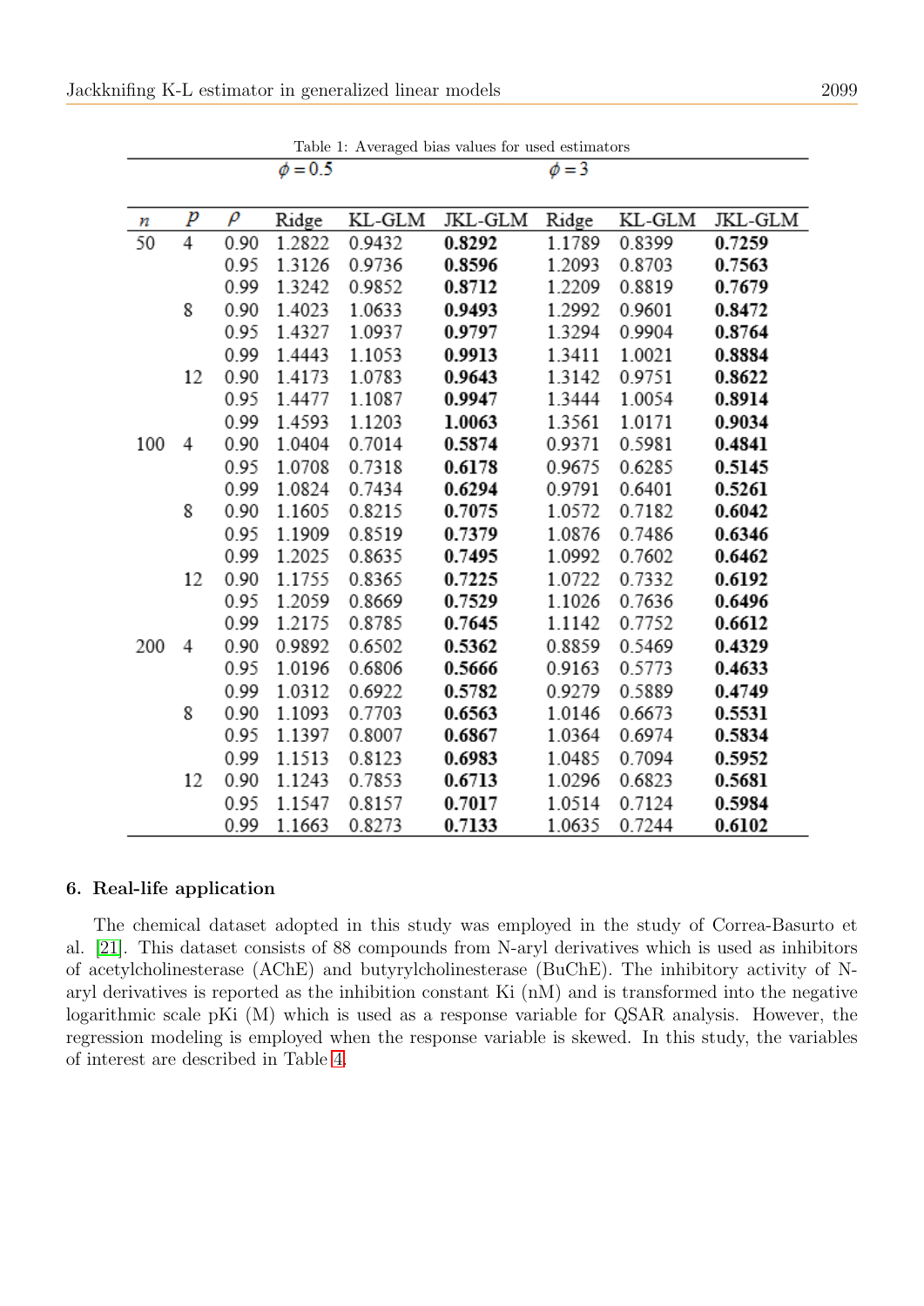Table 1: Averaged bias values for used estimators

| | | | $\phi = 0.5$ | | | $\phi = 3$ | | |
|---|---|---|---|---|---|---|---|---|
| $n$ | $p$ | $\rho$ | Ridge | KL-GLM | JKL-GLM | Ridge | KL-GLM | JKL-GLM |
| 50 | 4 | 0.90 | 1.2822 | 0.9432 | **0.8292** | 1.1789 | 0.8399 | **0.7259** |
| | | 0.95 | 1.3126 | 0.9736 | **0.8596** | 1.2093 | 0.8703 | **0.7563** |
| | | 0.99 | 1.3242 | 0.9852 | **0.8712** | 1.2209 | 0.8819 | **0.7679** |
| | 8 | 0.90 | 1.4023 | 1.0633 | **0.9493** | 1.2992 | 0.9601 | **0.8472** |
| | | 0.95 | 1.4327 | 1.0937 | **0.9797** | 1.3294 | 0.9904 | **0.8764** |
| | | 0.99 | 1.4443 | 1.1053 | **0.9913** | 1.3411 | 1.0021 | **0.8884** |
| | 12 | 0.90 | 1.4173 | 1.0783 | **0.9643** | 1.3142 | 0.9751 | **0.8622** |
| | | 0.95 | 1.4477 | 1.1087 | **0.9947** | 1.3444 | 1.0054 | **0.8914** |
| | | 0.99 | 1.4593 | 1.1203 | **1.0063** | 1.3561 | 1.0171 | **0.9034** |
| 100 | 4 | 0.90 | 1.0404 | 0.7014 | **0.5874** | 0.9371 | 0.5981 | **0.4841** |
| | | 0.95 | 1.0708 | 0.7318 | **0.6178** | 0.9675 | 0.6285 | **0.5145** |
| | | 0.99 | 1.0824 | 0.7434 | **0.6294** | 0.9791 | 0.6401 | **0.5261** |
| | 8 | 0.90 | 1.1605 | 0.8215 | **0.7075** | 1.0572 | 0.7182 | **0.6042** |
| | | 0.95 | 1.1909 | 0.8519 | **0.7379** | 1.0876 | 0.7486 | **0.6346** |
| | | 0.99 | 1.2025 | 0.8635 | **0.7495** | 1.0992 | 0.7602 | **0.6462** |
| | 12 | 0.90 | 1.1755 | 0.8365 | **0.7225** | 1.0722 | 0.7332 | **0.6192** |
| | | 0.95 | 1.2059 | 0.8669 | **0.7529** | 1.1026 | 0.7636 | **0.6496** |
| | | 0.99 | 1.2175 | 0.8785 | **0.7645** | 1.1142 | 0.7752 | **0.6612** |
| 200 | 4 | 0.90 | 0.9892 | 0.6502 | **0.5362** | 0.8859 | 0.5469 | **0.4329** |
| | | 0.95 | 1.0196 | 0.6806 | **0.5666** | 0.9163 | 0.5773 | **0.4633** |
| | | 0.99 | 1.0312 | 0.6922 | **0.5782** | 0.9279 | 0.5889 | **0.4749** |
| | 8 | 0.90 | 1.1093 | 0.7703 | **0.6563** | 1.0146 | 0.6673 | **0.5531** |
| | | 0.95 | 1.1397 | 0.8007 | **0.6867** | 1.0364 | 0.6974 | **0.5834** |
| | | 0.99 | 1.1513 | 0.8123 | **0.6983** | 1.0485 | 0.7094 | **0.5952** |
| | 12 | 0.90 | 1.1243 | 0.7853 | **0.6713** | 1.0296 | 0.6823 | **0.5681** |
| | | 0.95 | 1.1547 | 0.8157 | **0.7017** | 1.0514 | 0.7124 | **0.5984** |
| | | 0.99 | 1.1663 | 0.8273 | **0.7133** | 1.0635 | 0.7244 | **0.6102** |

## 6. Real-life application

The chemical dataset adopted in this study was employed in the study of Correa-Basurto et al. [21]. This dataset consists of 88 compounds from N-aryl derivatives which is used as inhibitors of acetylcholinesterase (AChE) and butyrylcholinesterase (BuChE). The inhibitory activity of N-aryl derivatives is reported as the inhibition constant Ki (nM) and is transformed into the negative logarithmic scale pKi (M) which is used as a response variable for QSAR analysis. However, the regression modeling is employed when the response variable is skewed. In this study, the variables of interest are described in Table 4.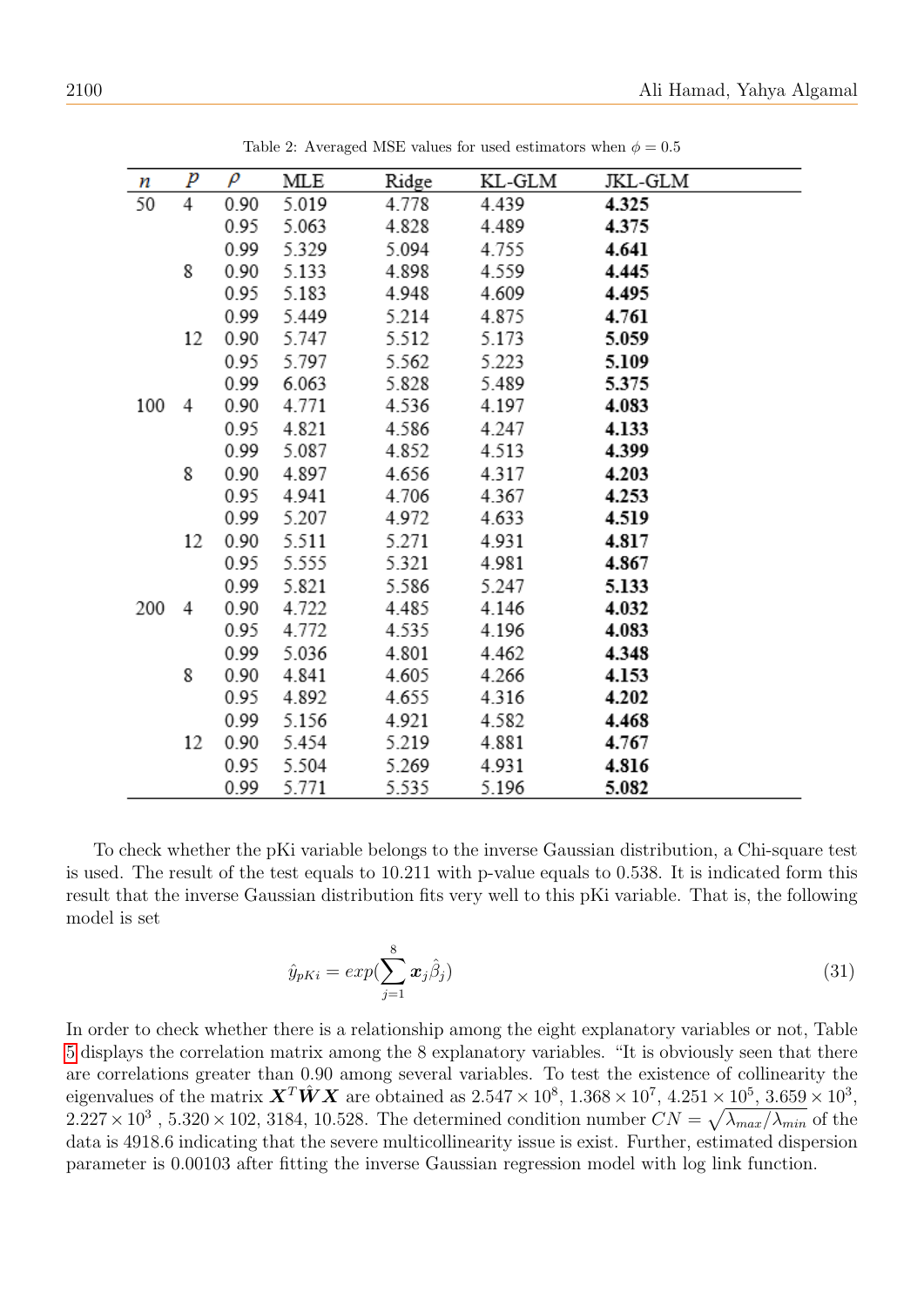Table 2: Averaged MSE values for used estimators when $\phi = 0.5$

| $n$ | $p$ | $\rho$ | MLE | Ridge | KL-GLM | JKL-GLM |
|---|---|---|---|---|---|---|
| 50 | 4 | 0.90 | 5.019 | 4.778 | 4.439 | **4.325** |
| | | 0.95 | 5.063 | 4.828 | 4.489 | **4.375** |
| | | 0.99 | 5.329 | 5.094 | 4.755 | **4.641** |
| | 8 | 0.90 | 5.133 | 4.898 | 4.559 | **4.445** |
| | | 0.95 | 5.183 | 4.948 | 4.609 | **4.495** |
| | | 0.99 | 5.449 | 5.214 | 4.875 | **4.761** |
| | 12 | 0.90 | 5.747 | 5.512 | 5.173 | **5.059** |
| | | 0.95 | 5.797 | 5.562 | 5.223 | **5.109** |
| | | 0.99 | 6.063 | 5.828 | 5.489 | **5.375** |
| 100 | 4 | 0.90 | 4.771 | 4.536 | 4.197 | **4.083** |
| | | 0.95 | 4.821 | 4.586 | 4.247 | **4.133** |
| | | 0.99 | 5.087 | 4.852 | 4.513 | **4.399** |
| | 8 | 0.90 | 4.897 | 4.656 | 4.317 | **4.203** |
| | | 0.95 | 4.941 | 4.706 | 4.367 | **4.253** |
| | | 0.99 | 5.207 | 4.972 | 4.633 | **4.519** |
| | 12 | 0.90 | 5.511 | 5.271 | 4.931 | **4.817** |
| | | 0.95 | 5.555 | 5.321 | 4.981 | **4.867** |
| | | 0.99 | 5.821 | 5.586 | 5.247 | **5.133** |
| 200 | 4 | 0.90 | 4.722 | 4.485 | 4.146 | **4.032** |
| | | 0.95 | 4.772 | 4.535 | 4.196 | **4.083** |
| | | 0.99 | 5.036 | 4.801 | 4.462 | **4.348** |
| | 8 | 0.90 | 4.841 | 4.605 | 4.266 | **4.153** |
| | | 0.95 | 4.892 | 4.655 | 4.316 | **4.202** |
| | | 0.99 | 5.156 | 4.921 | 4.582 | **4.468** |
| | 12 | 0.90 | 5.454 | 5.219 | 4.881 | **4.767** |
| | | 0.95 | 5.504 | 5.269 | 4.931 | **4.816** |
| | | 0.99 | 5.771 | 5.535 | 5.196 | **5.082** |

To check whether the pKi variable belongs to the inverse Gaussian distribution, a Chi-square test is used. The result of the test equals to 10.211 with p-value equals to 0.538. It is indicated form this result that the inverse Gaussian distribution fits very well to this pKi variable. That is, the following model is set

$$\hat{y}_{pKi} = exp(\sum_{j=1}^{8} \boldsymbol{x}_j \hat{\beta}_j) \tag{31}$$

In order to check whether there is a relationship among the eight explanatory variables or not, Table 5 displays the correlation matrix among the 8 explanatory variables. "It is obviously seen that there are correlations greater than 0.90 among several variables. To test the existence of collinearity the eigenvalues of the matrix $\boldsymbol{X}^T\hat{\boldsymbol{W}}\boldsymbol{X}$ are obtained as $2.547 \times 10^8$, $1.368 \times 10^7$, $4.251 \times 10^5$, $3.659 \times 10^3$, $2.227 \times 10^3$ , $5.320 \times 102$, 3184, 10.528. The determined condition number $CN = \sqrt{\lambda_{max}/\lambda_{min}}$ of the data is 4918.6 indicating that the severe multicollinearity issue is exist. Further, estimated dispersion parameter is 0.00103 after fitting the inverse Gaussian regression model with log link function.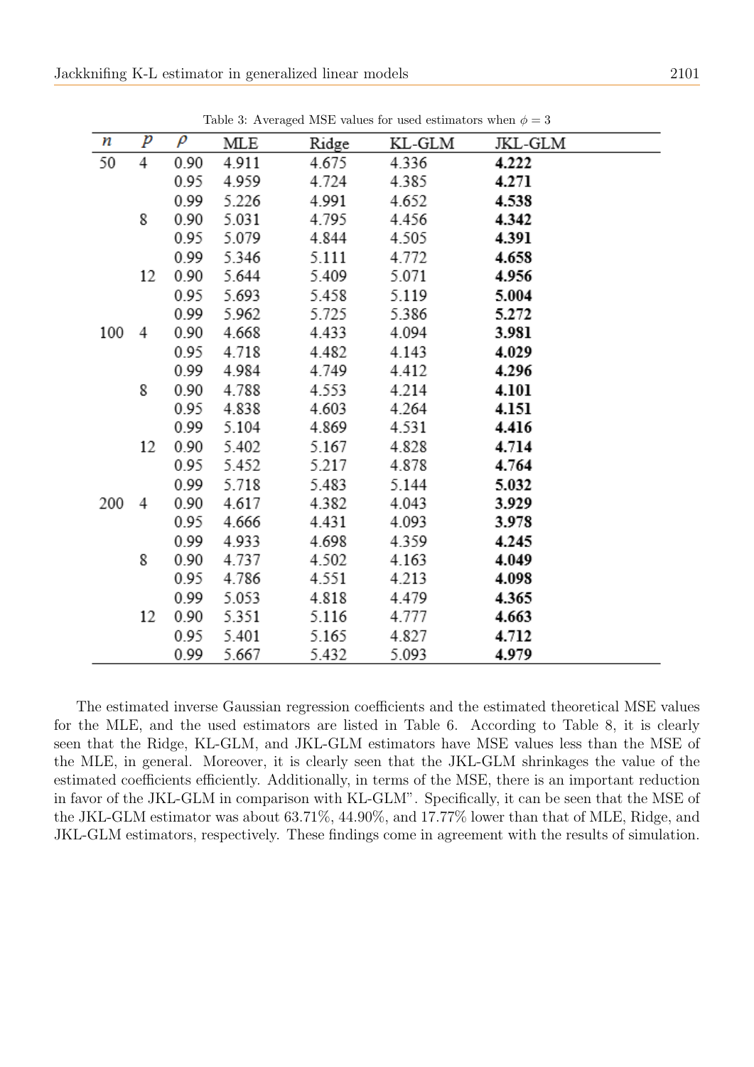Table 3: Averaged MSE values for used estimators when $\phi = 3$

| $n$ | $p$ | $\rho$ | MLE | Ridge | KL-GLM | JKL-GLM |
|---|---|---|---|---|---|---|
| 50 | 4 | 0.90 | 4.911 | 4.675 | 4.336 | **4.222** |
| | | 0.95 | 4.959 | 4.724 | 4.385 | **4.271** |
| | | 0.99 | 5.226 | 4.991 | 4.652 | **4.538** |
| | 8 | 0.90 | 5.031 | 4.795 | 4.456 | **4.342** |
| | | 0.95 | 5.079 | 4.844 | 4.505 | **4.391** |
| | | 0.99 | 5.346 | 5.111 | 4.772 | **4.658** |
| | 12 | 0.90 | 5.644 | 5.409 | 5.071 | **4.956** |
| | | 0.95 | 5.693 | 5.458 | 5.119 | **5.004** |
| | | 0.99 | 5.962 | 5.725 | 5.386 | **5.272** |
| 100 | 4 | 0.90 | 4.668 | 4.433 | 4.094 | **3.981** |
| | | 0.95 | 4.718 | 4.482 | 4.143 | **4.029** |
| | | 0.99 | 4.984 | 4.749 | 4.412 | **4.296** |
| | 8 | 0.90 | 4.788 | 4.553 | 4.214 | **4.101** |
| | | 0.95 | 4.838 | 4.603 | 4.264 | **4.151** |
| | | 0.99 | 5.104 | 4.869 | 4.531 | **4.416** |
| | 12 | 0.90 | 5.402 | 5.167 | 4.828 | **4.714** |
| | | 0.95 | 5.452 | 5.217 | 4.878 | **4.764** |
| | | 0.99 | 5.718 | 5.483 | 5.144 | **5.032** |
| 200 | 4 | 0.90 | 4.617 | 4.382 | 4.043 | **3.929** |
| | | 0.95 | 4.666 | 4.431 | 4.093 | **3.978** |
| | | 0.99 | 4.933 | 4.698 | 4.359 | **4.245** |
| | 8 | 0.90 | 4.737 | 4.502 | 4.163 | **4.049** |
| | | 0.95 | 4.786 | 4.551 | 4.213 | **4.098** |
| | | 0.99 | 5.053 | 4.818 | 4.479 | **4.365** |
| | 12 | 0.90 | 5.351 | 5.116 | 4.777 | **4.663** |
| | | 0.95 | 5.401 | 5.165 | 4.827 | **4.712** |
| | | 0.99 | 5.667 | 5.432 | 5.093 | **4.979** |

The estimated inverse Gaussian regression coefficients and the estimated theoretical MSE values for the MLE, and the used estimators are listed in Table 6. According to Table 8, it is clearly seen that the Ridge, KL-GLM, and JKL-GLM estimators have MSE values less than the MSE of the MLE, in general. Moreover, it is clearly seen that the JKL-GLM shrinkages the value of the estimated coefficients efficiently. Additionally, in terms of the MSE, there is an important reduction in favor of the JKL-GLM in comparison with KL-GLM". Specifically, it can be seen that the MSE of the JKL-GLM estimator was about 63.71%, 44.90%, and 17.77% lower than that of MLE, Ridge, and JKL-GLM estimators, respectively. These findings come in agreement with the results of simulation.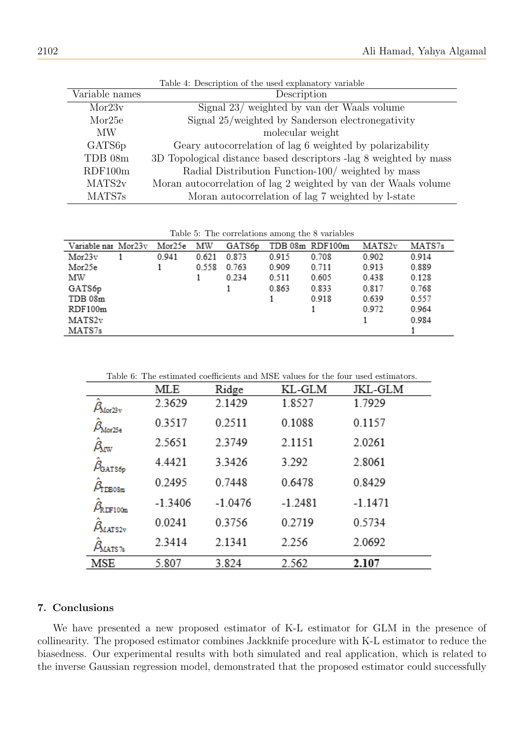Table 4: Description of the used explanatory variable

| Variable names | Description |
|---|---|
| Mor23v | Signal 23/ weighted by van der Waals volume |
| Mor25e | Signal 25/weighted by Sanderson electronegativity |
| MW | molecular weight |
| GATS6p | Geary autocorrelation of lag 6 weighted by polarizability |
| TDB 08m | 3D Topological distance based descriptors -lag 8 weighted by mass |
| RDF100m | Radial Distribution Function-100/ weighted by mass |
| MATS2v | Moran autocorrelation of lag 2 weighted by van der Waals volume |
| MATS7s | Moran autocorrelation of lag 7 weighted by l-state |

Table 5: The correlations among the 8 variables

| Variable nar | Mor23v | Mor25e | MW | GATS6p | TDB 08m | RDF100m | MATS2v | MATS7s |
|---|---|---|---|---|---|---|---|---|
| Mor23v | 1 | 0.941 | 0.621 | 0.873 | 0.915 | 0.708 | 0.902 | 0.914 |
| Mor25e | | 1 | 0.558 | 0.763 | 0.909 | 0.711 | 0.913 | 0.889 |
| MW | | | 1 | 0.234 | 0.511 | 0.605 | 0.438 | 0.128 |
| GATS6p | | | | 1 | 0.863 | 0.833 | 0.817 | 0.768 |
| TDB 08m | | | | | 1 | 0.918 | 0.639 | 0.557 |
| RDF100m | | | | | | 1 | 0.972 | 0.964 |
| MATS2v | | | | | | | 1 | 0.984 |
| MATS7s | | | | | | | | 1 |

Table 6: The estimated coefficients and MSE values for the four used estimators.

| | MLE | Ridge | KL-GLM | JKL-GLM |
|---|---|---|---|---|
| $\hat{\beta}_{\text{Mor23v}}$ | 2.3629 | 2.1429 | 1.8527 | 1.7929 |
| $\hat{\beta}_{\text{Mor25e}}$ | 0.3517 | 0.2511 | 0.1088 | 0.1157 |
| $\hat{\beta}_{\text{MW}}$ | 2.5651 | 2.3749 | 2.1151 | 2.0261 |
| $\hat{\beta}_{\text{GATS6p}}$ | 4.4421 | 3.3426 | 3.292 | 2.8061 |
| $\hat{\beta}_{\text{TDB08m}}$ | 0.2495 | 0.7448 | 0.6478 | 0.8429 |
| $\hat{\beta}_{\text{RDF100m}}$ | -1.3406 | -1.0476 | -1.2481 | -1.1471 |
| $\hat{\beta}_{\text{MATS2v}}$ | 0.0241 | 0.3756 | 0.2719 | 0.5734 |
| $\hat{\beta}_{\text{MATS7s}}$ | 2.3414 | 2.1341 | 2.256 | 2.0692 |
| MSE | 5.807 | 3.824 | 2.562 | **2.107** |

## 7. Conclusions

We have presented a new proposed estimator of K-L estimator for GLM in the presence of collinearity. The proposed estimator combines Jackknife procedure with K-L estimator to reduce the biasedness. Our experimental results with both simulated and real application, which is related to the inverse Gaussian regression model, demonstrated that the proposed estimator could successfully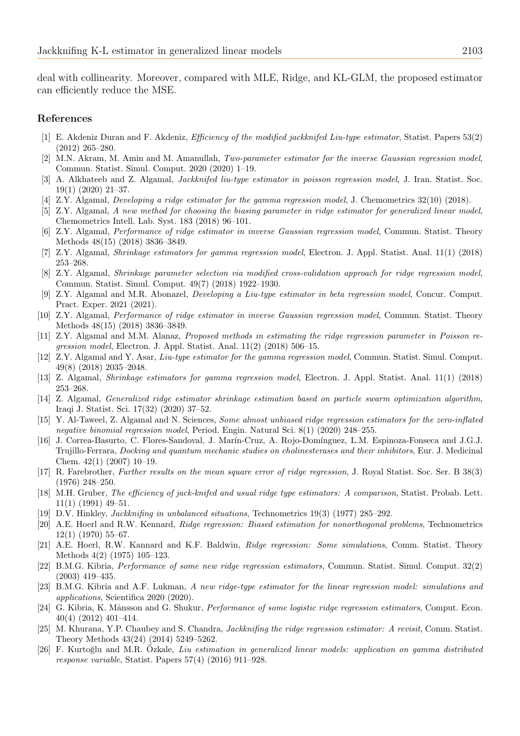deal with collinearity. Moreover, compared with MLE, Ridge, and KL-GLM, the proposed estimator can efficiently reduce the MSE.

## References

[1] E. Akdeniz Duran and F. Akdeniz, *Efficiency of the modified jackknifed Liu-type estimator*, Statist. Papers 53(2) (2012) 265–280.

[2] M.N. Akram, M. Amin and M. Amanullah, *Two-parameter estimator for the inverse Gaussian regression model*, Commun. Statist. Simul. Comput. 2020 (2020) 1–19.

[3] A. Alkhateeb and Z. Algamal, *Jackknifed liu-type estimator in poisson regression model*, J. Iran. Statist. Soc. 19(1) (2020) 21–37.

[4] Z.Y. Algamal, *Developing a ridge estimator for the gamma regression model*, J. Chemometrics 32(10) (2018).

[5] Z.Y. Algamal, *A new method for choosing the biasing parameter in ridge estimator for generalized linear model*, Chemometrics Intell. Lab. Syst. 183 (2018) 96–101.

[6] Z.Y. Algamal, *Performance of ridge estimator in inverse Gaussian regression model*, Commun. Statist. Theory Methods 48(15) (2018) 3836–3849.

[7] Z.Y. Algamal, *Shrinkage estimators for gamma regression model*, Electron. J. Appl. Statist. Anal. 11(1) (2018) 253–268.

[8] Z.Y. Algamal, *Shrinkage parameter selection via modified cross-validation approach for ridge regression model*, Commun. Statist. Simul. Comput. 49(7) (2018) 1922–1930.

[9] Z.Y. Algamal and M.R. Abonazel, *Developing a Liu-type estimator in beta regression model*, Concur. Comput. Pract. Exper. 2021 (2021).

[10] Z.Y. Algamal, *Performance of ridge estimator in inverse Gaussian regression model*, Commun. Statist. Theory Methods 48(15) (2018) 3836–3849.

[11] Z.Y. Algamal and M.M. Alanaz, *Proposed methods in estimating the ridge regression parameter in Poisson regression model*, Electron. J. Appl. Statist. Anal. 11(2) (2018) 506–15.

[12] Z.Y. Algamal and Y. Asar, *Liu-type estimator for the gamma regression model*, Commun. Statist. Simul. Comput. 49(8) (2018) 2035–2048.

[13] Z. Algamal, *Shrinkage estimators for gamma regression model*, Electron. J. Appl. Statist. Anal. 11(1) (2018) 253–268.

[14] Z. Algamal, *Generalized ridge estimator shrinkage estimation based on particle swarm optimization algorithm*, Iraqi J. Statist. Sci. 17(32) (2020) 37–52.

[15] Y. Al-Taweel, Z. Algamal and N. Sciences, *Some almost unbiased ridge regression estimators for the zero-inflated negative binomial regression model*, Period. Engin. Natural Sci. 8(1) (2020) 248–255.

[16] J. Correa-Basurto, C. Flores-Sandoval, J. Marín-Cruz, A. Rojo-Domínguez, L.M. Espinoza-Fonseca and J.G.J. Trujillo-Ferrara, *Docking and quantum mechanic studies on cholinesterases and their inhibitors*, Eur. J. Medicinal Chem. 42(1) (2007) 10–19.

[17] R. Farebrother, *Further results on the mean square error of ridge regression*, J. Royal Statist. Soc. Ser. B 38(3) (1976) 248–250.

[18] M.H. Gruber, *The efficiency of jack-knifed and usual ridge type estimators: A comparison*, Statist. Probab. Lett. 11(1) (1991) 49–51.

[19] D.V. Hinkley, *Jackknifing in unbalanced situations*, Technometrics 19(3) (1977) 285–292.

[20] A.E. Hoerl and R.W. Kennard, *Ridge regression: Biased estimation for nonorthogonal problems*, Technometrics 12(1) (1970) 55–67.

[21] A.E. Hoerl, R.W. Kannard and K.F. Baldwin, *Ridge regression: Some simulations*, Comm. Statist. Theory Methods 4(2) (1975) 105–123.

[22] B.M.G. Kibria, *Performance of some new ridge regression estimators*, Commun. Statist. Simul. Comput. 32(2) (2003) 419–435.

[23] B.M.G. Kibria and A.F. Lukman, *A new ridge-type estimator for the linear regression model: simulations and applications*, Scientifica 2020 (2020).

[24] G. Kibria, K. Månsson and G. Shukur, *Performance of some logistic ridge regression estimators*, Comput. Econ. 40(4) (2012) 401–414.

[25] M. Khurana, Y.P. Chaubey and S. Chandra, *Jackknifing the ridge regression estimator: A revisit*, Comm. Statist. Theory Methods 43(24) (2014) 5249–5262.

[26] F. Kurtoğlu and M.R. Özkale, *Liu estimation in generalized linear models: application on gamma distributed response variable*, Statist. Papers 57(4) (2016) 911–928.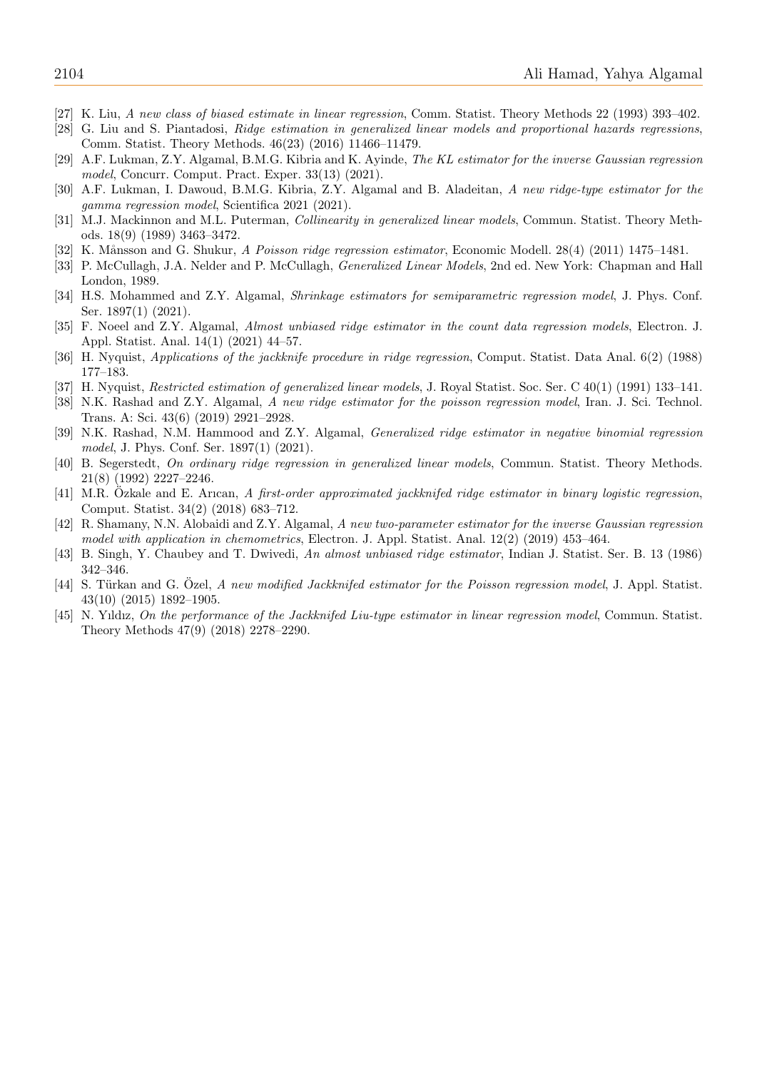[27] K. Liu, *A new class of biased estimate in linear regression*, Comm. Statist. Theory Methods 22 (1993) 393–402.

[28] G. Liu and S. Piantadosi, *Ridge estimation in generalized linear models and proportional hazards regressions*, Comm. Statist. Theory Methods. 46(23) (2016) 11466–11479.

[29] A.F. Lukman, Z.Y. Algamal, B.M.G. Kibria and K. Ayinde, *The KL estimator for the inverse Gaussian regression model*, Concurr. Comput. Pract. Exper. 33(13) (2021).

[30] A.F. Lukman, I. Dawoud, B.M.G. Kibria, Z.Y. Algamal and B. Aladeitan, *A new ridge-type estimator for the gamma regression model*, Scientifica 2021 (2021).

[31] M.J. Mackinnon and M.L. Puterman, *Collinearity in generalized linear models*, Commun. Statist. Theory Methods. 18(9) (1989) 3463–3472.

[32] K. Månsson and G. Shukur, *A Poisson ridge regression estimator*, Economic Modell. 28(4) (2011) 1475–1481.

[33] P. McCullagh, J.A. Nelder and P. McCullagh, *Generalized Linear Models*, 2nd ed. New York: Chapman and Hall London, 1989.

[34] H.S. Mohammed and Z.Y. Algamal, *Shrinkage estimators for semiparametric regression model*, J. Phys. Conf. Ser. 1897(1) (2021).

[35] F. Noeel and Z.Y. Algamal, *Almost unbiased ridge estimator in the count data regression models*, Electron. J. Appl. Statist. Anal. 14(1) (2021) 44–57.

[36] H. Nyquist, *Applications of the jackknife procedure in ridge regression*, Comput. Statist. Data Anal. 6(2) (1988) 177–183.

[37] H. Nyquist, *Restricted estimation of generalized linear models*, J. Royal Statist. Soc. Ser. C 40(1) (1991) 133–141.

[38] N.K. Rashad and Z.Y. Algamal, *A new ridge estimator for the poisson regression model*, Iran. J. Sci. Technol. Trans. A: Sci. 43(6) (2019) 2921–2928.

[39] N.K. Rashad, N.M. Hammood and Z.Y. Algamal, *Generalized ridge estimator in negative binomial regression model*, J. Phys. Conf. Ser. 1897(1) (2021).

[40] B. Segerstedt, *On ordinary ridge regression in generalized linear models*, Commun. Statist. Theory Methods. 21(8) (1992) 2227–2246.

[41] M.R. Özkale and E. Arıcan, *A first-order approximated jackknifed ridge estimator in binary logistic regression*, Comput. Statist. 34(2) (2018) 683–712.

[42] R. Shamany, N.N. Alobaidi and Z.Y. Algamal, *A new two-parameter estimator for the inverse Gaussian regression model with application in chemometrics*, Electron. J. Appl. Statist. Anal. 12(2) (2019) 453–464.

[43] B. Singh, Y. Chaubey and T. Dwivedi, *An almost unbiased ridge estimator*, Indian J. Statist. Ser. B. 13 (1986) 342–346.

[44] S. Türkan and G. Özel, *A new modified Jackknifed estimator for the Poisson regression model*, J. Appl. Statist. 43(10) (2015) 1892–1905.

[45] N. Yıldız, *On the performance of the Jackknifed Liu-type estimator in linear regression model*, Commun. Statist. Theory Methods 47(9) (2018) 2278–2290.